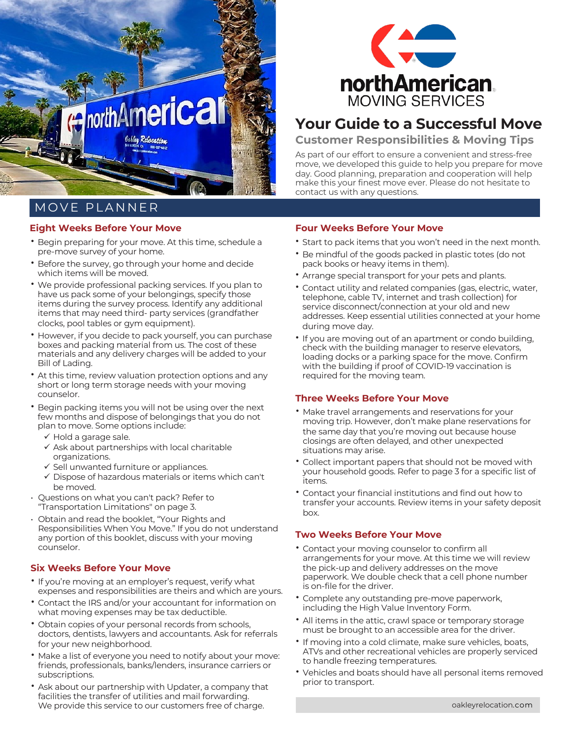# Your Guide to a Successful Move

## Customer Responsibilities & Moving Tips

As part of our effort to ensure a convenient and stress-free move, we developed this guide to help you prepare for move day. Good planning, preparation and cooperation will help make this your finest move ever. Please do not hesitate to contact us with any questions.

## MOVE PLANNER

### Eight Weeks Before Your Move

- Begin preparing for your move. At this time, schedule a pre-move survey of your home.
- Before the survey, go through your home and decide which items will be moved.
- We provide professional packing services. If you plan to have us pack some of your belongings, specify those items during the survey process. Identify any additional items that may need third- party services (grandfather clocks, pool tables or gym equipment).
- However, if you decide to pack yourself, you can purchase boxes and packing material from us. The cost of these materials and any delivery charges will be added to your Bill of Lading.
- At this time, review valuation protection options and any short or long term storage needs with your moving counselor.
- Begin packing items you will not be using over the next few months and dispose of belongings that you do not plan to move. Some options include:
  - ✓ Hold a garage sale.
  - ✓ Ask about partnerships with local charitable organizations.
  - ✓ Sell unwanted furniture or appliances.
  - ✓ Dispose of hazardous materials or items which can't be moved.
- Questions on what you can't pack? Refer to "Transportation Limitations" on page 3.
- Obtain and read the booklet, "Your Rights and Responsibilities When You Move." If you do not understand any portion of this booklet, discuss with your moving counselor.

### Six Weeks Before Your Move

- If you're moving at an employer's request, verify what expenses and responsibilities are theirs and which are yours.
- Contact the IRS and/or your accountant for information on what moving expenses may be tax deductible.
- Obtain copies of your personal records from schools, doctors, dentists, lawyers and accountants. Ask for referrals for your new neighborhood.
- Make a list of everyone you need to notify about your move: friends, professionals, banks/lenders, insurance carriers or subscriptions.
- Ask about our partnership with Updater, a company that facilities the transfer of utilities and mail forwarding. We provide this service to our customers free of charge.

### Four Weeks Before Your Move

- Start to pack items that you won't need in the next month.
- Be mindful of the goods packed in plastic totes (do not pack books or heavy items in them).
- Arrange special transport for your pets and plants.
- Contact utility and related companies (gas, electric, water, telephone, cable TV, internet and trash collection) for service disconnect/connection at your old and new addresses. Keep essential utilities connected at your home during move day.
- If you are moving out of an apartment or condo building, check with the building manager to reserve elevators, loading docks or a parking space for the move. Confirm with the building if proof of COVID-19 vaccination is required for the moving team.

### Three Weeks Before Your Move

- Make travel arrangements and reservations for your moving trip. However, don't make plane reservations for the same day that you're moving out because house closings are often delayed, and other unexpected situations may arise.
- Collect important papers that should not be moved with your household goods. Refer to page 3 for a specific list of items.
- Contact your financial institutions and find out how to transfer your accounts. Review items in your safety deposit box.

### Two Weeks Before Your Move

- Contact your moving counselor to confirm all arrangements for your move. At this time we will review the pick-up and delivery addresses on the move paperwork. We double check that a cell phone number is on-file for the driver.
- Complete any outstanding pre-move paperwork, including the High Value Inventory Form.
- All items in the attic, crawl space or temporary storage must be brought to an accessible area for the driver.
- If moving into a cold climate, make sure vehicles, boats, ATVs and other recreational vehicles are properly serviced to handle freezing temperatures.
- Vehicles and boats should have all personal items removed prior to transport.

oakleyrelocation.com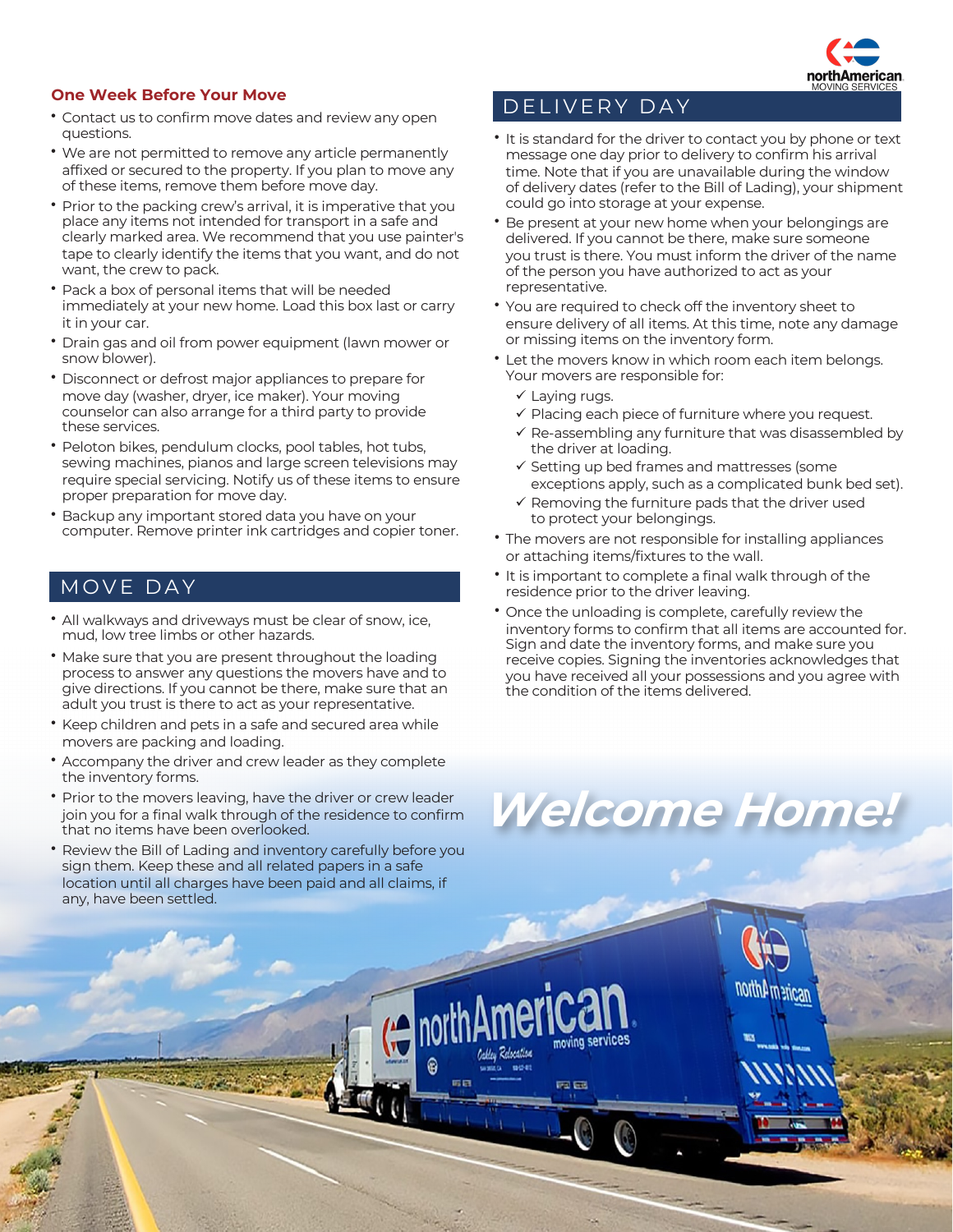## One Week Before Your Move

- Contact us to confirm move dates and review any open questions.
- We are not permitted to remove any article permanently affixed or secured to the property. If you plan to move any of these items, remove them before move day.
- Prior to the packing crew's arrival, it is imperative that you place any items not intended for transport in a safe and clearly marked area. We recommend that you use painter's tape to clearly identify the items that you want, and do not want, the crew to pack.
- Pack a box of personal items that will be needed immediately at your new home. Load this box last or carry it in your car.
- Drain gas and oil from power equipment (lawn mower or snow blower).
- Disconnect or defrost major appliances to prepare for move day (washer, dryer, ice maker). Your moving counselor can also arrange for a third party to provide these services.
- Peloton bikes, pendulum clocks, pool tables, hot tubs, sewing machines, pianos and large screen televisions may require special servicing. Notify us of these items to ensure proper preparation for move day.
- Backup any important stored data you have on your computer. Remove printer ink cartridges and copier toner.

## MOVE DAY

- All walkways and driveways must be clear of snow, ice, mud, low tree limbs or other hazards.
- Make sure that you are present throughout the loading process to answer any questions the movers have and to give directions. If you cannot be there, make sure that an adult you trust is there to act as your representative.
- Keep children and pets in a safe and secured area while movers are packing and loading.
- Accompany the driver and crew leader as they complete the inventory forms.
- Prior to the movers leaving, have the driver or crew leader join you for a final walk through of the residence to confirm that no items have been overlooked.
- Review the Bill of Lading and inventory carefully before you sign them. Keep these and all related papers in a safe location until all charges have been paid and all claims, if any, have been settled.

## DELIVERY DAY

- It is standard for the driver to contact you by phone or text message one day prior to delivery to confirm his arrival time. Note that if you are unavailable during the window of delivery dates (refer to the Bill of Lading), your shipment could go into storage at your expense.
- Be present at your new home when your belongings are delivered. If you cannot be there, make sure someone you trust is there. You must inform the driver of the name of the person you have authorized to act as your representative.
- You are required to check off the inventory sheet to ensure delivery of all items. At this time, note any damage or missing items on the inventory form.
- Let the movers know in which room each item belongs. Your movers are responsible for:
  - ✓ Laying rugs.
  - ✓ Placing each piece of furniture where you request.
  - ✓ Re-assembling any furniture that was disassembled by the driver at loading.
  - ✓ Setting up bed frames and mattresses (some exceptions apply, such as a complicated bunk bed set).
  - ✓ Removing the furniture pads that the driver used to protect your belongings.
- The movers are not responsible for installing appliances or attaching items/fixtures to the wall.
- It is important to complete a final walk through of the residence prior to the driver leaving.
- Once the unloading is complete, carefully review the inventory forms to confirm that all items are accounted for. Sign and date the inventory forms, and make sure you receive copies. Signing the inventories acknowledges that you have received all your possessions and you agree with the condition of the items delivered.

# Welcome Home!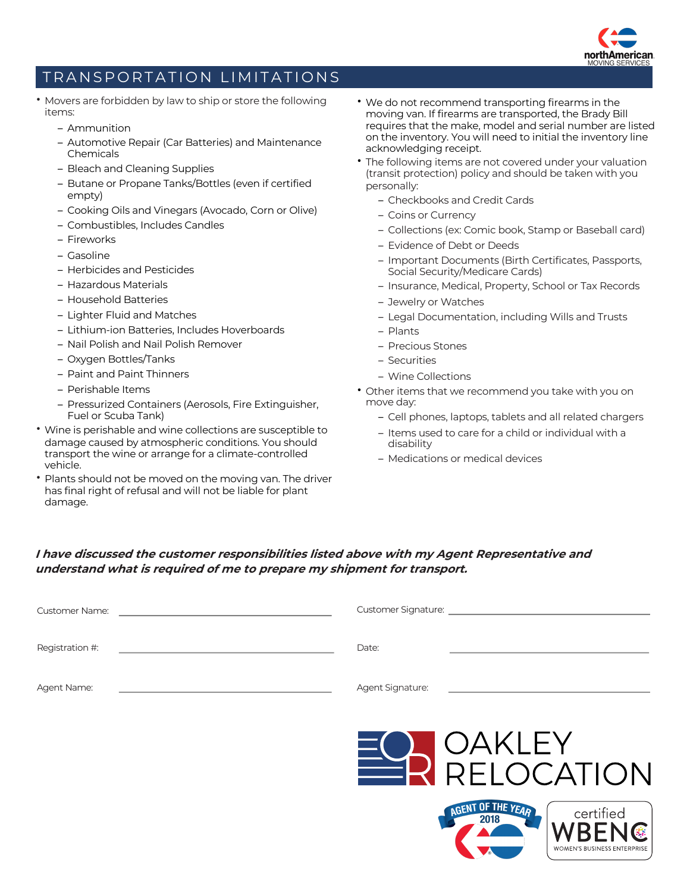## TRANSPORTATION LIMITATIONS

- Movers are forbidden by law to ship or store the following items:
  - Ammunition
  - Automotive Repair (Car Batteries) and Maintenance Chemicals
  - Bleach and Cleaning Supplies
  - Butane or Propane Tanks/Bottles (even if certified empty)
  - Cooking Oils and Vinegars (Avocado, Corn or Olive)
  - Combustibles, Includes Candles
  - Fireworks
  - Gasoline
  - Herbicides and Pesticides
  - Hazardous Materials
  - Household Batteries
  - Lighter Fluid and Matches
  - Lithium-ion Batteries, Includes Hoverboards
  - Nail Polish and Nail Polish Remover
  - Oxygen Bottles/Tanks
  - Paint and Paint Thinners
  - Perishable Items
  - Pressurized Containers (Aerosols, Fire Extinguisher, Fuel or Scuba Tank)
- Wine is perishable and wine collections are susceptible to damage caused by atmospheric conditions. You should transport the wine or arrange for a climate-controlled vehicle.
- Plants should not be moved on the moving van. The driver has final right of refusal and will not be liable for plant damage.
- We do not recommend transporting firearms in the moving van. If firearms are transported, the Brady Bill requires that the make, model and serial number are listed on the inventory. You will need to initial the inventory line acknowledging receipt.
- The following items are not covered under your valuation (transit protection) policy and should be taken with you personally:
  - Checkbooks and Credit Cards
  - Coins or Currency
  - Collections (ex: Comic book, Stamp or Baseball card)
  - Evidence of Debt or Deeds
  - Important Documents (Birth Certificates, Passports, Social Security/Medicare Cards)
  - Insurance, Medical, Property, School or Tax Records
  - Jewelry or Watches
  - Legal Documentation, including Wills and Trusts
  - Plants
  - Precious Stones
  - Securities
  - Wine Collections
- Other items that we recommend you take with you on move day:
  - Cell phones, laptops, tablets and all related chargers
  - Items used to care for a child or individual with a disability
  - Medications or medical devices

***I have discussed the customer responsibilities listed above with my Agent Representative and understand what is required of me to prepare my shipment for transport.***

Customer Name: ______________________ Customer Signature: ______________________

Registration #: ______________________ Date: ______________________

Agent Name: ______________________ Agent Signature: ______________________

OAKLEY RELOCATION

AGENT OF THE YEAR 2018

certified WBENC WOMEN'S BUSINESS ENTERPRISE